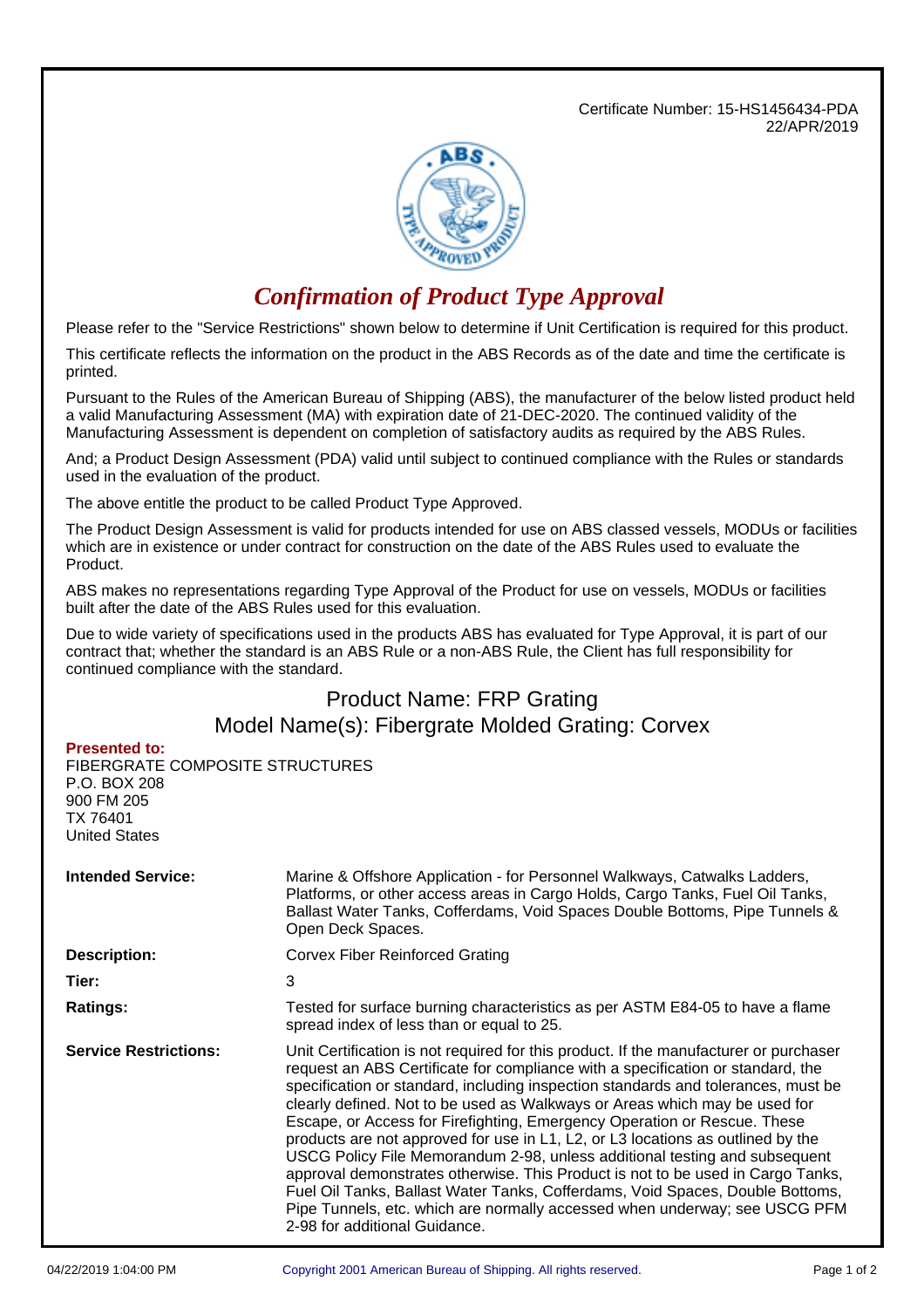Certificate Number: 15-HS1456434-PDA
22/APR/2019

# *Confirmation of Product Type Approval*

Please refer to the "Service Restrictions" shown below to determine if Unit Certification is required for this product.

This certificate reflects the information on the product in the ABS Records as of the date and time the certificate is printed.

Pursuant to the Rules of the American Bureau of Shipping (ABS), the manufacturer of the below listed product held a valid Manufacturing Assessment (MA) with expiration date of 21-DEC-2020. The continued validity of the Manufacturing Assessment is dependent on completion of satisfactory audits as required by the ABS Rules.

And; a Product Design Assessment (PDA) valid until subject to continued compliance with the Rules or standards used in the evaluation of the product.

The above entitle the product to be called Product Type Approved.

The Product Design Assessment is valid for products intended for use on ABS classed vessels, MODUs or facilities which are in existence or under contract for construction on the date of the ABS Rules used to evaluate the Product.

ABS makes no representations regarding Type Approval of the Product for use on vessels, MODUs or facilities built after the date of the ABS Rules used for this evaluation.

Due to wide variety of specifications used in the products ABS has evaluated for Type Approval, it is part of our contract that; whether the standard is an ABS Rule or a non-ABS Rule, the Client has full responsibility for continued compliance with the standard.

## Product Name: FRP Grating
## Model Name(s): Fibergrate Molded Grating: Corvex

**Presented to:**
FIBERGRATE COMPOSITE STRUCTURES
P.O. BOX 208
900 FM 205
TX 76401
United States

| | |
|---|---|
| **Intended Service:** | Marine & Offshore Application - for Personnel Walkways, Catwalks Ladders, Platforms, or other access areas in Cargo Holds, Cargo Tanks, Fuel Oil Tanks, Ballast Water Tanks, Cofferdams, Void Spaces Double Bottoms, Pipe Tunnels & Open Deck Spaces. |
| **Description:** | Corvex Fiber Reinforced Grating |
| **Tier:** | 3 |
| **Ratings:** | Tested for surface burning characteristics as per ASTM E84-05 to have a flame spread index of less than or equal to 25. |
| **Service Restrictions:** | Unit Certification is not required for this product. If the manufacturer or purchaser request an ABS Certificate for compliance with a specification or standard, the specification or standard, including inspection standards and tolerances, must be clearly defined. Not to be used as Walkways or Areas which may be used for Escape, or Access for Firefighting, Emergency Operation or Rescue. These products are not approved for use in L1, L2, or L3 locations as outlined by the USCG Policy File Memorandum 2-98, unless additional testing and subsequent approval demonstrates otherwise. This Product is not to be used in Cargo Tanks, Fuel Oil Tanks, Ballast Water Tanks, Cofferdams, Void Spaces, Double Bottoms, Pipe Tunnels, etc. which are normally accessed when underway; see USCG PFM 2-98 for additional Guidance. |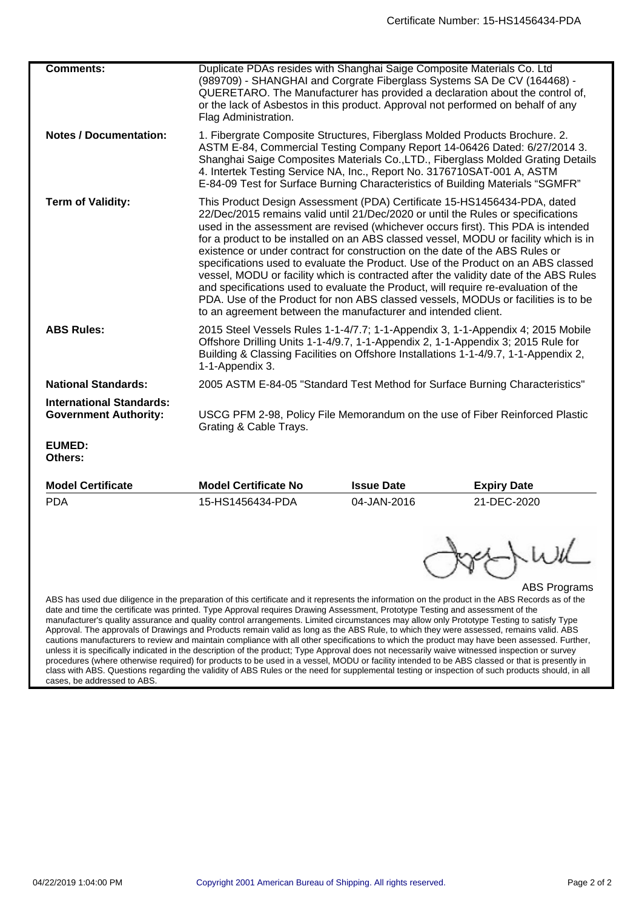Certificate Number: 15-HS1456434-PDA

| | |
|---|---|
| **Comments:** | Duplicate PDAs resides with Shanghai Saige Composite Materials Co. Ltd (989709) - SHANGHAI and Corgrate Fiberglass Systems SA De CV (164468) - QUERETARO. The Manufacturer has provided a declaration about the control of, or the lack of Asbestos in this product. Approval not performed on behalf of any Flag Administration. |
| **Notes / Documentation:** | 1. Fibergrate Composite Structures, Fiberglass Molded Products Brochure. 2. ASTM E-84, Commercial Testing Company Report 14-06426 Dated: 6/27/2014 3. Shanghai Saige Composites Materials Co.,LTD., Fiberglass Molded Grating Details 4. Intertek Testing Service NA, Inc., Report No. 3176710SAT-001 A, ASTM E-84-09 Test for Surface Burning Characteristics of Building Materials "SGMFR" |
| **Term of Validity:** | This Product Design Assessment (PDA) Certificate 15-HS1456434-PDA, dated 22/Dec/2015 remains valid until 21/Dec/2020 or until the Rules or specifications used in the assessment are revised (whichever occurs first). This PDA is intended for a product to be installed on an ABS classed vessel, MODU or facility which is in existence or under contract for construction on the date of the ABS Rules or specifications used to evaluate the Product. Use of the Product on an ABS classed vessel, MODU or facility which is contracted after the validity date of the ABS Rules and specifications used to evaluate the Product, will require re-evaluation of the PDA. Use of the Product for non ABS classed vessels, MODUs or facilities is to be to an agreement between the manufacturer and intended client. |
| **ABS Rules:** | 2015 Steel Vessels Rules 1-1-4/7.7; 1-1-Appendix 3, 1-1-Appendix 4; 2015 Mobile Offshore Drilling Units 1-1-4/9.7, 1-1-Appendix 2, 1-1-Appendix 3; 2015 Rule for Building & Classing Facilities on Offshore Installations 1-1-4/9.7, 1-1-Appendix 2, 1-1-Appendix 3. |
| **National Standards:** | 2005 ASTM E-84-05 "Standard Test Method for Surface Burning Characteristics" |
| **International Standards:** | |
| **Government Authority:** | USCG PFM 2-98, Policy File Memorandum on the use of Fiber Reinforced Plastic Grating & Cable Trays. |
| **EUMED:** | |
| **Others:** | |

| Model Certificate | Model Certificate No | Issue Date | Expiry Date |
|---|---|---|---|
| PDA | 15-HS1456434-PDA | 04-JAN-2016 | 21-DEC-2020 |

ABS Programs

ABS has used due diligence in the preparation of this certificate and it represents the information on the product in the ABS Records as of the date and time the certificate was printed. Type Approval requires Drawing Assessment, Prototype Testing and assessment of the manufacturer's quality assurance and quality control arrangements. Limited circumstances may allow only Prototype Testing to satisfy Type Approval. The approvals of Drawings and Products remain valid as long as the ABS Rule, to which they were assessed, remains valid. ABS cautions manufacturers to review and maintain compliance with all other specifications to which the product may have been assessed. Further, unless it is specifically indicated in the description of the product; Type Approval does not necessarily waive witnessed inspection or survey procedures (where otherwise required) for products to be used in a vessel, MODU or facility intended to be ABS classed or that is presently in class with ABS. Questions regarding the validity of ABS Rules or the need for supplemental testing or inspection of such products should, in all cases, be addressed to ABS.

04/22/2019 1:04:00 PM Copyright 2001 American Bureau of Shipping. All rights reserved.